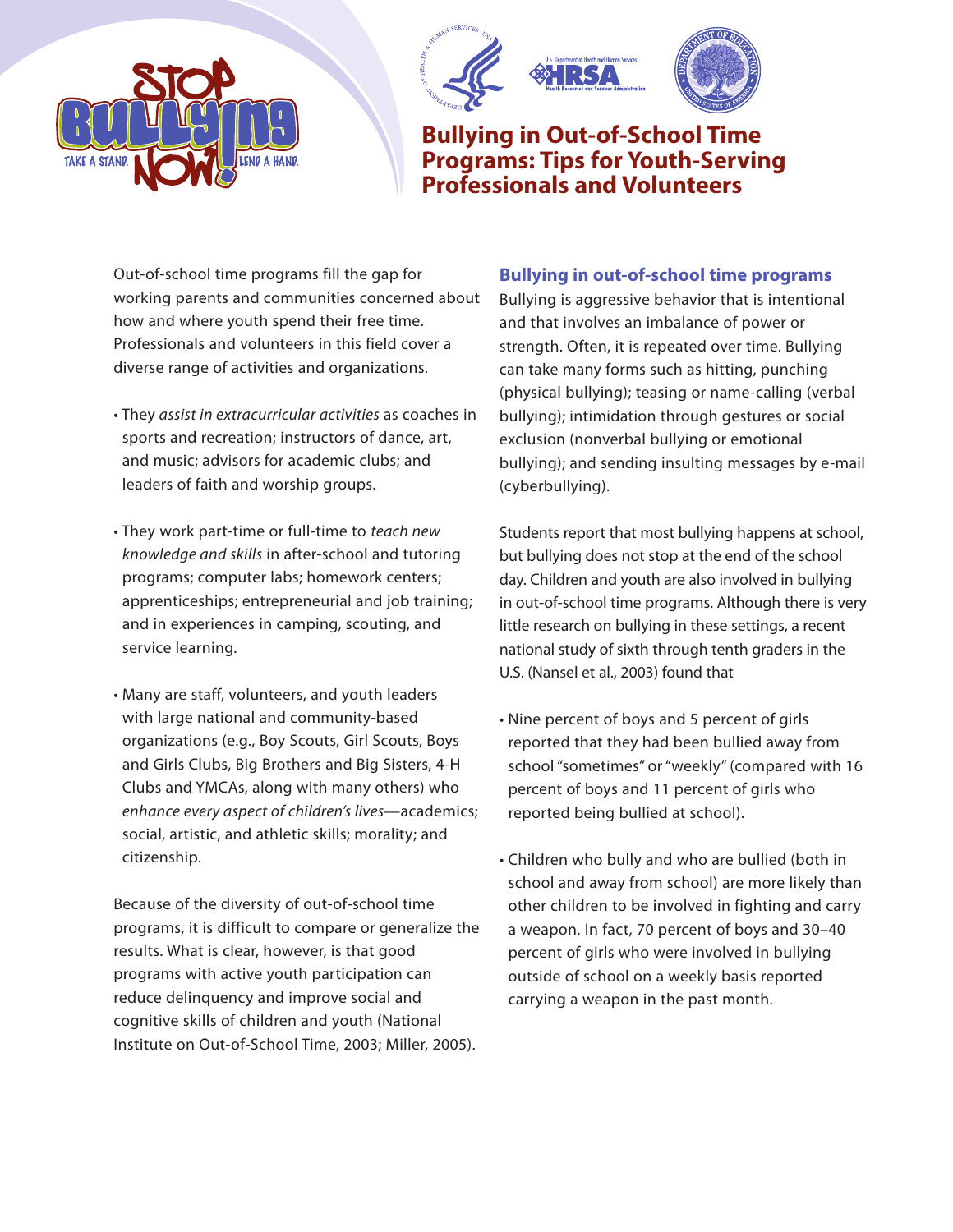# Bullying in Out-of-School Time Programs: Tips for Youth-Serving Professionals and Volunteers

Out-of-school time programs fill the gap for working parents and communities concerned about how and where youth spend their free time. Professionals and volunteers in this field cover a diverse range of activities and organizations.

- They *assist in extracurricular activities* as coaches in sports and recreation; instructors of dance, art, and music; advisors for academic clubs; and leaders of faith and worship groups.
- They work part-time or full-time to *teach new knowledge and skills* in after-school and tutoring programs; computer labs; homework centers; apprenticeships; entrepreneurial and job training; and in experiences in camping, scouting, and service learning.
- Many are staff, volunteers, and youth leaders with large national and community-based organizations (e.g., Boy Scouts, Girl Scouts, Boys and Girls Clubs, Big Brothers and Big Sisters, 4-H Clubs and YMCAs, along with many others) who *enhance every aspect of children's lives*—academics; social, artistic, and athletic skills; morality; and citizenship.

Because of the diversity of out-of-school time programs, it is difficult to compare or generalize the results. What is clear, however, is that good programs with active youth participation can reduce delinquency and improve social and cognitive skills of children and youth (National Institute on Out-of-School Time, 2003; Miller, 2005).

## Bullying in out-of-school time programs

Bullying is aggressive behavior that is intentional and that involves an imbalance of power or strength. Often, it is repeated over time. Bullying can take many forms such as hitting, punching (physical bullying); teasing or name-calling (verbal bullying); intimidation through gestures or social exclusion (nonverbal bullying or emotional bullying); and sending insulting messages by e-mail (cyberbullying).

Students report that most bullying happens at school, but bullying does not stop at the end of the school day. Children and youth are also involved in bullying in out-of-school time programs. Although there is very little research on bullying in these settings, a recent national study of sixth through tenth graders in the U.S. (Nansel et al., 2003) found that

- Nine percent of boys and 5 percent of girls reported that they had been bullied away from school "sometimes" or "weekly" (compared with 16 percent of boys and 11 percent of girls who reported being bullied at school).
- Children who bully and who are bullied (both in school and away from school) are more likely than other children to be involved in fighting and carry a weapon. In fact, 70 percent of boys and 30–40 percent of girls who were involved in bullying outside of school on a weekly basis reported carrying a weapon in the past month.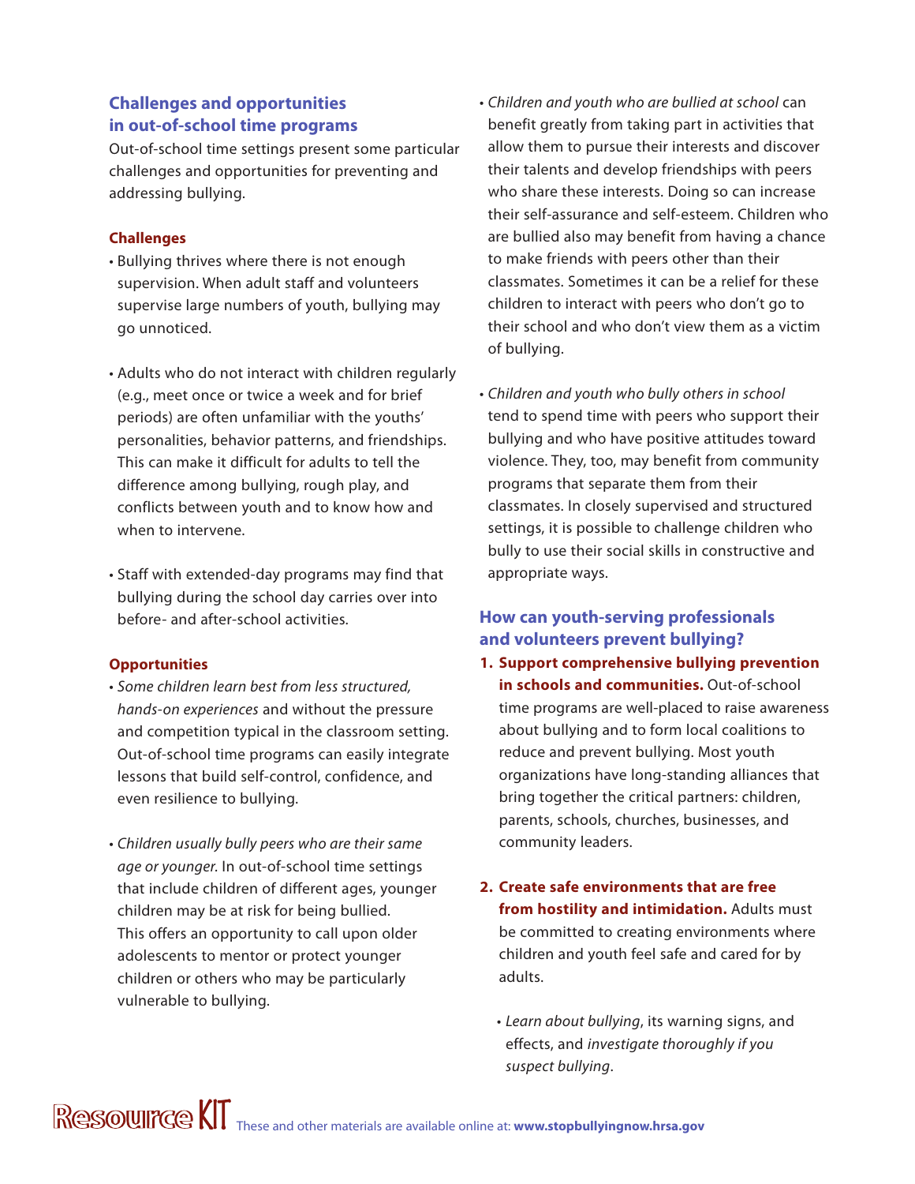## Challenges and opportunities in out-of-school time programs

Out-of-school time settings present some particular challenges and opportunities for preventing and addressing bullying.

### Challenges

- Bullying thrives where there is not enough supervision. When adult staff and volunteers supervise large numbers of youth, bullying may go unnoticed.
- Adults who do not interact with children regularly (e.g., meet once or twice a week and for brief periods) are often unfamiliar with the youths' personalities, behavior patterns, and friendships. This can make it difficult for adults to tell the difference among bullying, rough play, and conflicts between youth and to know how and when to intervene.
- Staff with extended-day programs may find that bullying during the school day carries over into before- and after-school activities.

### Opportunities

- *Some children learn best from less structured, hands-on experiences* and without the pressure and competition typical in the classroom setting. Out-of-school time programs can easily integrate lessons that build self-control, confidence, and even resilience to bullying.
- *Children usually bully peers who are their same age or younger.* In out-of-school time settings that include children of different ages, younger children may be at risk for being bullied. This offers an opportunity to call upon older adolescents to mentor or protect younger children or others who may be particularly vulnerable to bullying.
- *Children and youth who are bullied at school* can benefit greatly from taking part in activities that allow them to pursue their interests and discover their talents and develop friendships with peers who share these interests. Doing so can increase their self-assurance and self-esteem. Children who are bullied also may benefit from having a chance to make friends with peers other than their classmates. Sometimes it can be a relief for these children to interact with peers who don't go to their school and who don't view them as a victim of bullying.
- *Children and youth who bully others in school* tend to spend time with peers who support their bullying and who have positive attitudes toward violence. They, too, may benefit from community programs that separate them from their classmates. In closely supervised and structured settings, it is possible to challenge children who bully to use their social skills in constructive and appropriate ways.

## How can youth-serving professionals and volunteers prevent bullying?

1. **Support comprehensive bullying prevention in schools and communities.** Out-of-school time programs are well-placed to raise awareness about bullying and to form local coalitions to reduce and prevent bullying. Most youth organizations have long-standing alliances that bring together the critical partners: children, parents, schools, churches, businesses, and community leaders.

2. **Create safe environments that are free from hostility and intimidation.** Adults must be committed to creating environments where children and youth feel safe and cared for by adults.

   - *Learn about bullying*, its warning signs, and effects, and *investigate thoroughly if you suspect bullying*.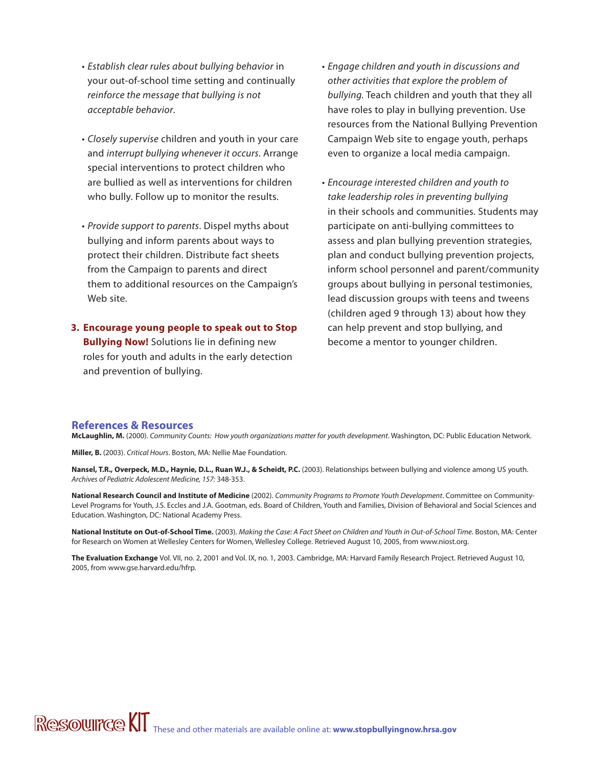- *Establish clear rules about bullying behavior* in your out-of-school time setting and continually *reinforce the message that bullying is not acceptable behavior*.

- *Closely supervise* children and youth in your care and *interrupt bullying whenever it occurs*. Arrange special interventions to protect children who are bullied as well as interventions for children who bully. Follow up to monitor the results.

- *Provide support to parents*. Dispel myths about bullying and inform parents about ways to protect their children. Distribute fact sheets from the Campaign to parents and direct them to additional resources on the Campaign's Web site.

3. **Encourage young people to speak out to Stop Bullying Now!** Solutions lie in defining new roles for youth and adults in the early detection and prevention of bullying.

- *Engage children and youth in discussions and other activities that explore the problem of bullying.* Teach children and youth that they all have roles to play in bullying prevention. Use resources from the National Bullying Prevention Campaign Web site to engage youth, perhaps even to organize a local media campaign.

- *Encourage interested children and youth to take leadership roles in preventing bullying* in their schools and communities. Students may participate on anti-bullying committees to assess and plan bullying prevention strategies, plan and conduct bullying prevention projects, inform school personnel and parent/community groups about bullying in personal testimonies, lead discussion groups with teens and tweens (children aged 9 through 13) about how they can help prevent and stop bullying, and become a mentor to younger children.

## References & Resources

**McLaughlin, M.** (2000). *Community Counts: How youth organizations matter for youth development*. Washington, DC: Public Education Network.

**Miller, B.** (2003). *Critical Hours*. Boston, MA: Nellie Mae Foundation.

**Nansel, T.R., Overpeck, M.D., Haynie, D.L., Ruan W.J., & Scheidt, P.C.** (2003). Relationships between bullying and violence among US youth. *Archives of Pediatric Adolescent Medicine, 157:* 348-353.

**National Research Council and Institute of Medicine** (2002). *Community Programs to Promote Youth Development*. Committee on Community-Level Programs for Youth, J.S. Eccles and J.A. Gootman, eds. Board of Children, Youth and Families, Division of Behavioral and Social Sciences and Education. Washington, DC: National Academy Press.

**National Institute on Out-of-School Time.** (2003). *Making the Case: A Fact Sheet on Children and Youth in Out-of-School Time*. Boston, MA: Center for Research on Women at Wellesley Centers for Women, Wellesley College. Retrieved August 10, 2005, from www.niost.org.

**The Evaluation Exchange** Vol. VII, no. 2, 2001 and Vol. IX, no. 1, 2003. Cambridge, MA: Harvard Family Research Project. Retrieved August 10, 2005, from www.gse.harvard.edu/hfrp.

Resource KIT These and other materials are available online at: **www.stopbullyingnow.hrsa.gov**